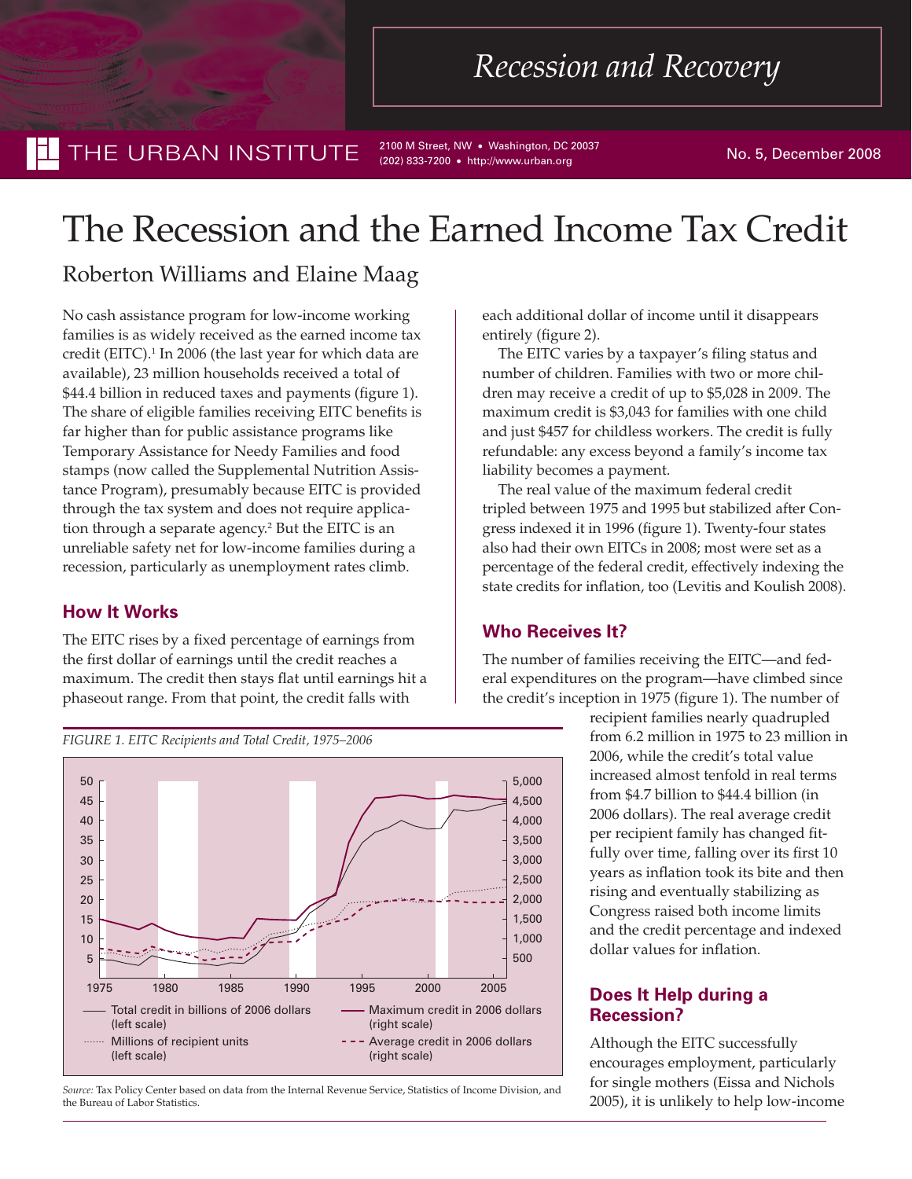Recession and Recovery

THE URBAN INSTITUTE

2100 M Street, NW • Washington, DC 20037
(202) 833-7200 • http://www.urban.org

No. 5, December 2008

# The Recession and the Earned Income Tax Credit

Roberton Williams and Elaine Maag

No cash assistance program for low-income working families is as widely received as the earned income tax credit (EITC).[1] In 2006 (the last year for which data are available), 23 million households received a total of $44.4 billion in reduced taxes and payments (figure 1). The share of eligible families receiving EITC benefits is far higher than for public assistance programs like Temporary Assistance for Needy Families and food stamps (now called the Supplemental Nutrition Assistance Program), presumably because EITC is provided through the tax system and does not require application through a separate agency.[2] But the EITC is an unreliable safety net for low-income families during a recession, particularly as unemployment rates climb.

## How It Works

The EITC rises by a fixed percentage of earnings from the first dollar of earnings until the credit reaches a maximum. The credit then stays flat until earnings hit a phaseout range. From that point, the credit falls with each additional dollar of income until it disappears entirely (figure 2).

The EITC varies by a taxpayer's filing status and number of children. Families with two or more children may receive a credit of up to $5,028 in 2009. The maximum credit is $3,043 for families with one child and just $457 for childless workers. The credit is fully refundable: any excess beyond a family's income tax liability becomes a payment.

The real value of the maximum federal credit tripled between 1975 and 1995 but stabilized after Congress indexed it in 1996 (figure 1). Twenty-four states also had their own EITCs in 2008; most were set as a percentage of the federal credit, effectively indexing the state credits for inflation, too (Levitis and Koulish 2008).

## Who Receives It?

The number of families receiving the EITC—and federal expenditures on the program—have climbed since the credit's inception in 1975 (figure 1). The number of recipient families nearly quadrupled from 6.2 million in 1975 to 23 million in 2006, while the credit's total value increased almost tenfold in real terms from $4.7 billion to $44.4 billion (in 2006 dollars). The real average credit per recipient family has changed fitfully over time, falling over its first 10 years as inflation took its bite and then rising and eventually stabilizing as Congress raised both income limits and the credit percentage and indexed dollar values for inflation.

*FIGURE 1. EITC Recipients and Total Credit, 1975–2006*

Legend: Total credit in billions of 2006 dollars (left scale); Millions of recipient units (left scale); Maximum credit in 2006 dollars (right scale); Average credit in 2006 dollars (right scale)

*Source:* Tax Policy Center based on data from the Internal Revenue Service, Statistics of Income Division, and the Bureau of Labor Statistics.

## Does It Help during a Recession?

Although the EITC successfully encourages employment, particularly for single mothers (Eissa and Nichols 2005), it is unlikely to help low-income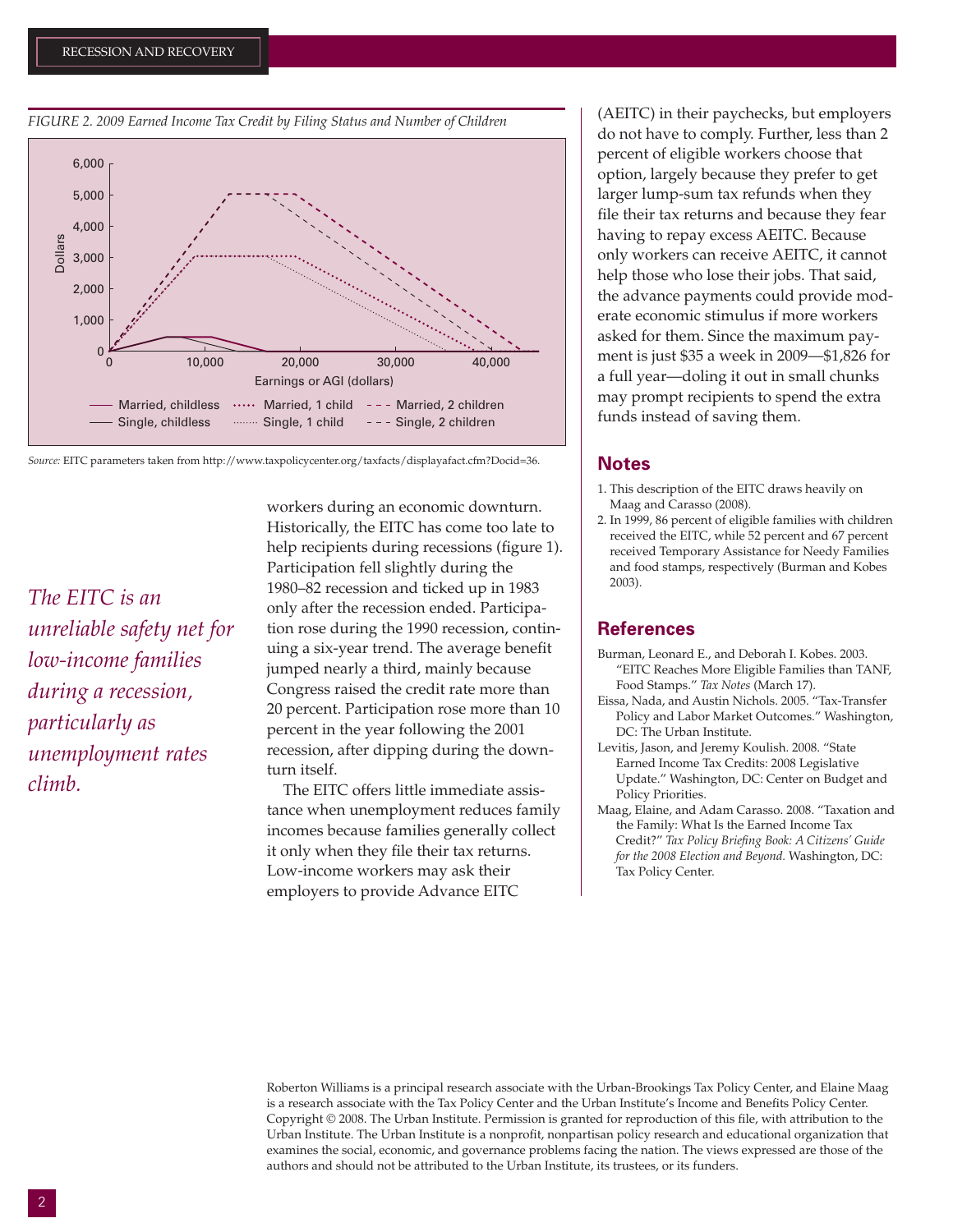*FIGURE 2. 2009 Earned Income Tax Credit by Filing Status and Number of Children*

Dollars

6,000
5,000
4,000
3,000
2,000
1,000
0

0
10,000
20,000
30,000
40,000

Earnings or AGI (dollars)

Married, childless
Married, 1 child
Married, 2 children
Single, childless
Single, 1 child
Single, 2 children

*Source:* EITC parameters taken from http://www.taxpolicycenter.org/taxfacts/displayafact.cfm?Docid=36.

*The EITC is an unreliable safety net for low-income families during a recession, particularly as unemployment rates climb.*

workers during an economic downturn. Historically, the EITC has come too late to help recipients during recessions (figure 1). Participation fell slightly during the 1980–82 recession and ticked up in 1983 only after the recession ended. Participation rose during the 1990 recession, continuing a six-year trend. The average benefit jumped nearly a third, mainly because Congress raised the credit rate more than 20 percent. Participation rose more than 10 percent in the year following the 2001 recession, after dipping during the downturn itself.

The EITC offers little immediate assistance when unemployment reduces family incomes because families generally collect it only when they file their tax returns. Low-income workers may ask their employers to provide Advance EITC (AEITC) in their paychecks, but employers do not have to comply. Further, less than 2 percent of eligible workers choose that option, largely because they prefer to get larger lump-sum tax refunds when they file their tax returns and because they fear having to repay excess AEITC. Because only workers can receive AEITC, it cannot help those who lose their jobs. That said, the advance payments could provide moderate economic stimulus if more workers asked for them. Since the maximum payment is just $35 a week in 2009—$1,826 for a full year—doling it out in small chunks may prompt recipients to spend the extra funds instead of saving them.

## Notes

1. This description of the EITC draws heavily on Maag and Carasso (2008).
2. In 1999, 86 percent of eligible families with children received the EITC, while 52 percent and 67 percent received Temporary Assistance for Needy Families and food stamps, respectively (Burman and Kobes 2003).

## References

Burman, Leonard E., and Deborah I. Kobes. 2003. "EITC Reaches More Eligible Families than TANF, Food Stamps." *Tax Notes* (March 17).

Eissa, Nada, and Austin Nichols. 2005. "Tax-Transfer Policy and Labor Market Outcomes." Washington, DC: The Urban Institute.

Levitis, Jason, and Jeremy Koulish. 2008. "State Earned Income Tax Credits: 2008 Legislative Update." Washington, DC: Center on Budget and Policy Priorities.

Maag, Elaine, and Adam Carasso. 2008. "Taxation and the Family: What Is the Earned Income Tax Credit?" *Tax Policy Briefing Book: A Citizens' Guide for the 2008 Election and Beyond.* Washington, DC: Tax Policy Center.

Roberton Williams is a principal research associate with the Urban-Brookings Tax Policy Center, and Elaine Maag is a research associate with the Tax Policy Center and the Urban Institute's Income and Benefits Policy Center. Copyright © 2008. The Urban Institute. Permission is granted for reproduction of this file, with attribution to the Urban Institute. The Urban Institute is a nonprofit, nonpartisan policy research and educational organization that examines the social, economic, and governance problems facing the nation. The views expressed are those of the authors and should not be attributed to the Urban Institute, its trustees, or its funders.